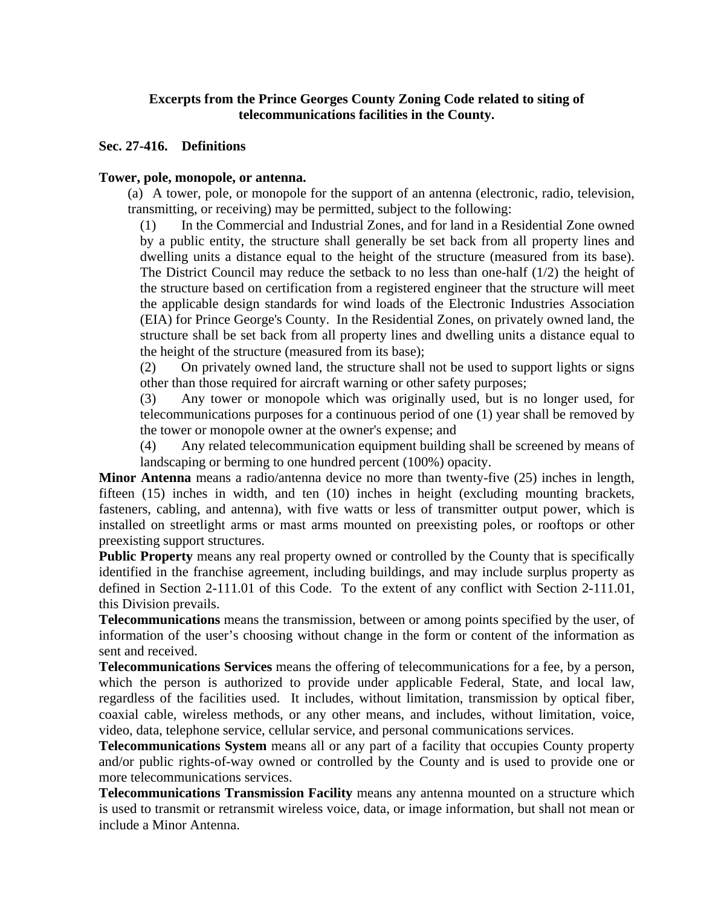**Excerpts from the Prince Georges County Zoning Code related to siting of telecommunications facilities in the County.**

## Sec. 27-416. Definitions

**Tower, pole, monopole, or antenna.**

(a) A tower, pole, or monopole for the support of an antenna (electronic, radio, television, transmitting, or receiving) may be permitted, subject to the following:

(1) In the Commercial and Industrial Zones, and for land in a Residential Zone owned by a public entity, the structure shall generally be set back from all property lines and dwelling units a distance equal to the height of the structure (measured from its base). The District Council may reduce the setback to no less than one-half (1/2) the height of the structure based on certification from a registered engineer that the structure will meet the applicable design standards for wind loads of the Electronic Industries Association (EIA) for Prince George's County. In the Residential Zones, on privately owned land, the structure shall be set back from all property lines and dwelling units a distance equal to the height of the structure (measured from its base);

(2) On privately owned land, the structure shall not be used to support lights or signs other than those required for aircraft warning or other safety purposes;

(3) Any tower or monopole which was originally used, but is no longer used, for telecommunications purposes for a continuous period of one (1) year shall be removed by the tower or monopole owner at the owner's expense; and

(4) Any related telecommunication equipment building shall be screened by means of landscaping or berming to one hundred percent (100%) opacity.

**Minor Antenna** means a radio/antenna device no more than twenty-five (25) inches in length, fifteen (15) inches in width, and ten (10) inches in height (excluding mounting brackets, fasteners, cabling, and antenna), with five watts or less of transmitter output power, which is installed on streetlight arms or mast arms mounted on preexisting poles, or rooftops or other preexisting support structures.

**Public Property** means any real property owned or controlled by the County that is specifically identified in the franchise agreement, including buildings, and may include surplus property as defined in Section 2-111.01 of this Code. To the extent of any conflict with Section 2-111.01, this Division prevails.

**Telecommunications** means the transmission, between or among points specified by the user, of information of the user's choosing without change in the form or content of the information as sent and received.

**Telecommunications Services** means the offering of telecommunications for a fee, by a person, which the person is authorized to provide under applicable Federal, State, and local law, regardless of the facilities used. It includes, without limitation, transmission by optical fiber, coaxial cable, wireless methods, or any other means, and includes, without limitation, voice, video, data, telephone service, cellular service, and personal communications services.

**Telecommunications System** means all or any part of a facility that occupies County property and/or public rights-of-way owned or controlled by the County and is used to provide one or more telecommunications services.

**Telecommunications Transmission Facility** means any antenna mounted on a structure which is used to transmit or retransmit wireless voice, data, or image information, but shall not mean or include a Minor Antenna.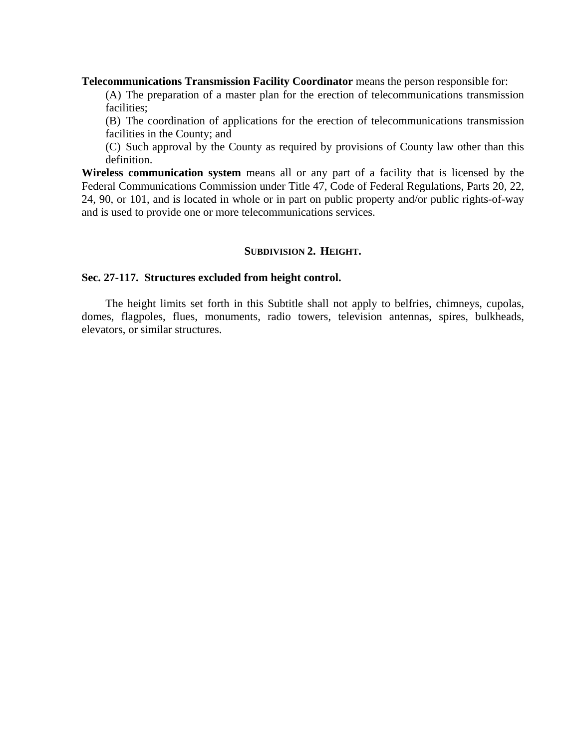**Telecommunications Transmission Facility Coordinator** means the person responsible for:

(A) The preparation of a master plan for the erection of telecommunications transmission facilities;

(B) The coordination of applications for the erection of telecommunications transmission facilities in the County; and

(C) Such approval by the County as required by provisions of County law other than this definition.

**Wireless communication system** means all or any part of a facility that is licensed by the Federal Communications Commission under Title 47, Code of Federal Regulations, Parts 20, 22, 24, 90, or 101, and is located in whole or in part on public property and/or public rights-of-way and is used to provide one or more telecommunications services.

## SUBDIVISION 2. HEIGHT.

### Sec. 27-117. Structures excluded from height control.

The height limits set forth in this Subtitle shall not apply to belfries, chimneys, cupolas, domes, flagpoles, flues, monuments, radio towers, television antennas, spires, bulkheads, elevators, or similar structures.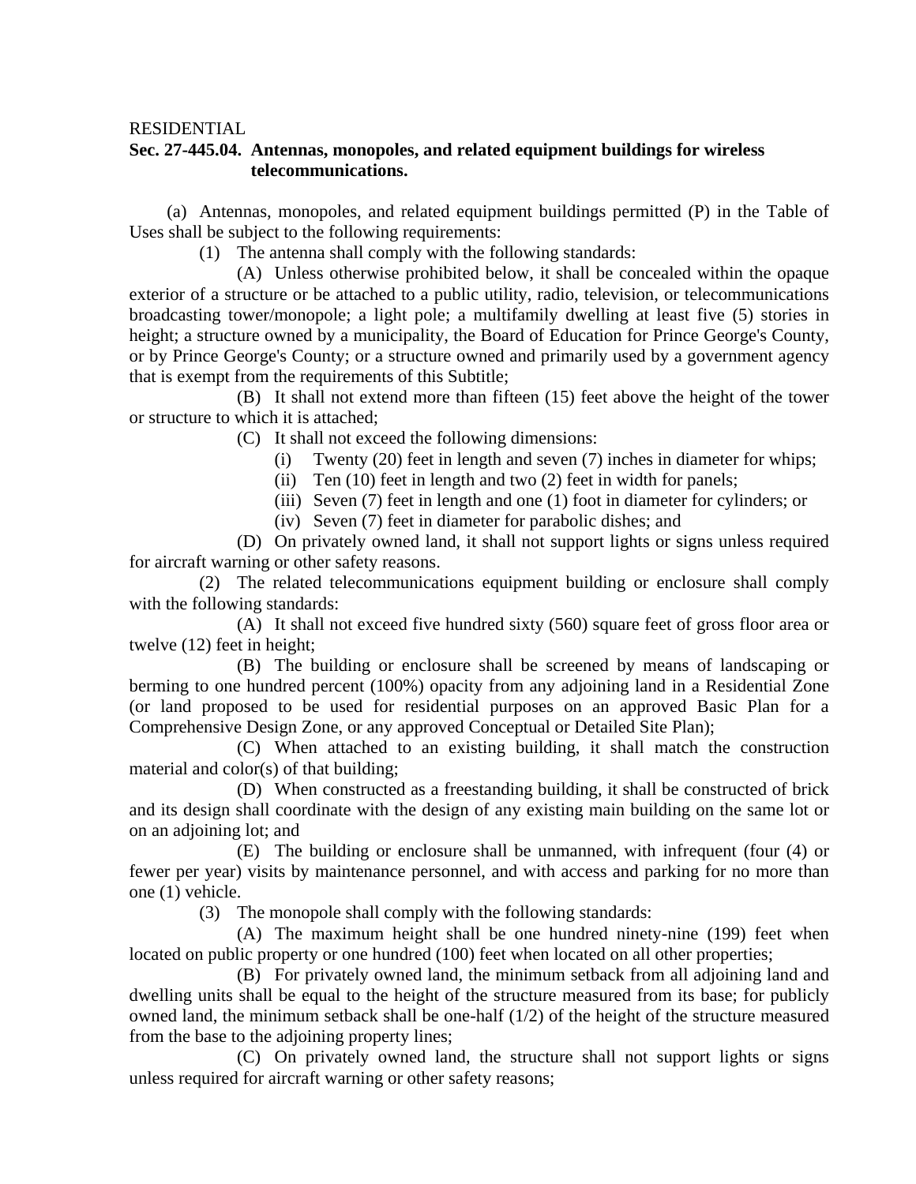RESIDENTIAL

**Sec. 27-445.04. Antennas, monopoles, and related equipment buildings for wireless telecommunications.**

(a) Antennas, monopoles, and related equipment buildings permitted (P) in the Table of Uses shall be subject to the following requirements:

(1) The antenna shall comply with the following standards:

(A) Unless otherwise prohibited below, it shall be concealed within the opaque exterior of a structure or be attached to a public utility, radio, television, or telecommunications broadcasting tower/monopole; a light pole; a multifamily dwelling at least five (5) stories in height; a structure owned by a municipality, the Board of Education for Prince George's County, or by Prince George's County; or a structure owned and primarily used by a government agency that is exempt from the requirements of this Subtitle;

(B) It shall not extend more than fifteen (15) feet above the height of the tower or structure to which it is attached;

(C) It shall not exceed the following dimensions:

(i) Twenty (20) feet in length and seven (7) inches in diameter for whips;

(ii) Ten (10) feet in length and two (2) feet in width for panels;

(iii) Seven (7) feet in length and one (1) foot in diameter for cylinders; or

(iv) Seven (7) feet in diameter for parabolic dishes; and

(D) On privately owned land, it shall not support lights or signs unless required for aircraft warning or other safety reasons.

(2) The related telecommunications equipment building or enclosure shall comply with the following standards:

(A) It shall not exceed five hundred sixty (560) square feet of gross floor area or twelve (12) feet in height;

(B) The building or enclosure shall be screened by means of landscaping or berming to one hundred percent (100%) opacity from any adjoining land in a Residential Zone (or land proposed to be used for residential purposes on an approved Basic Plan for a Comprehensive Design Zone, or any approved Conceptual or Detailed Site Plan);

(C) When attached to an existing building, it shall match the construction material and color(s) of that building;

(D) When constructed as a freestanding building, it shall be constructed of brick and its design shall coordinate with the design of any existing main building on the same lot or on an adjoining lot; and

(E) The building or enclosure shall be unmanned, with infrequent (four (4) or fewer per year) visits by maintenance personnel, and with access and parking for no more than one (1) vehicle.

(3) The monopole shall comply with the following standards:

(A) The maximum height shall be one hundred ninety-nine (199) feet when located on public property or one hundred (100) feet when located on all other properties;

(B) For privately owned land, the minimum setback from all adjoining land and dwelling units shall be equal to the height of the structure measured from its base; for publicly owned land, the minimum setback shall be one-half (1/2) of the height of the structure measured from the base to the adjoining property lines;

(C) On privately owned land, the structure shall not support lights or signs unless required for aircraft warning or other safety reasons;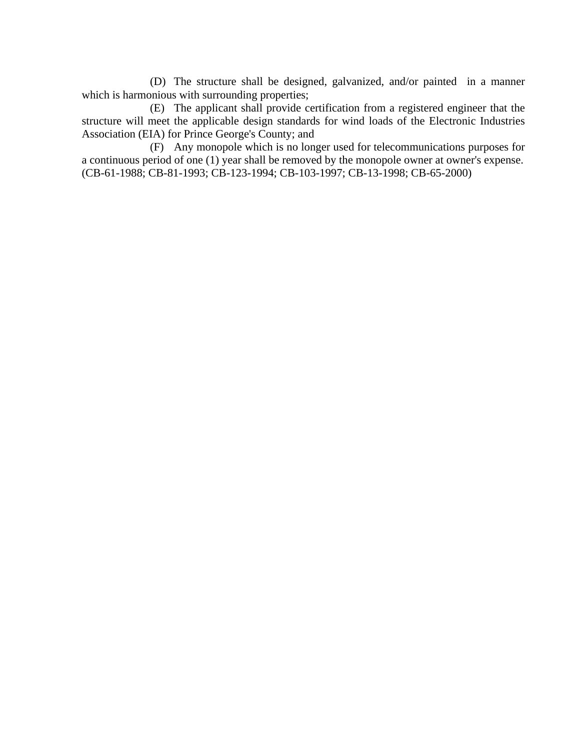(D) The structure shall be designed, galvanized, and/or painted in a manner which is harmonious with surrounding properties;

(E) The applicant shall provide certification from a registered engineer that the structure will meet the applicable design standards for wind loads of the Electronic Industries Association (EIA) for Prince George's County; and

(F) Any monopole which is no longer used for telecommunications purposes for a continuous period of one (1) year shall be removed by the monopole owner at owner's expense.

(CB-61-1988; CB-81-1993; CB-123-1994; CB-103-1997; CB-13-1998; CB-65-2000)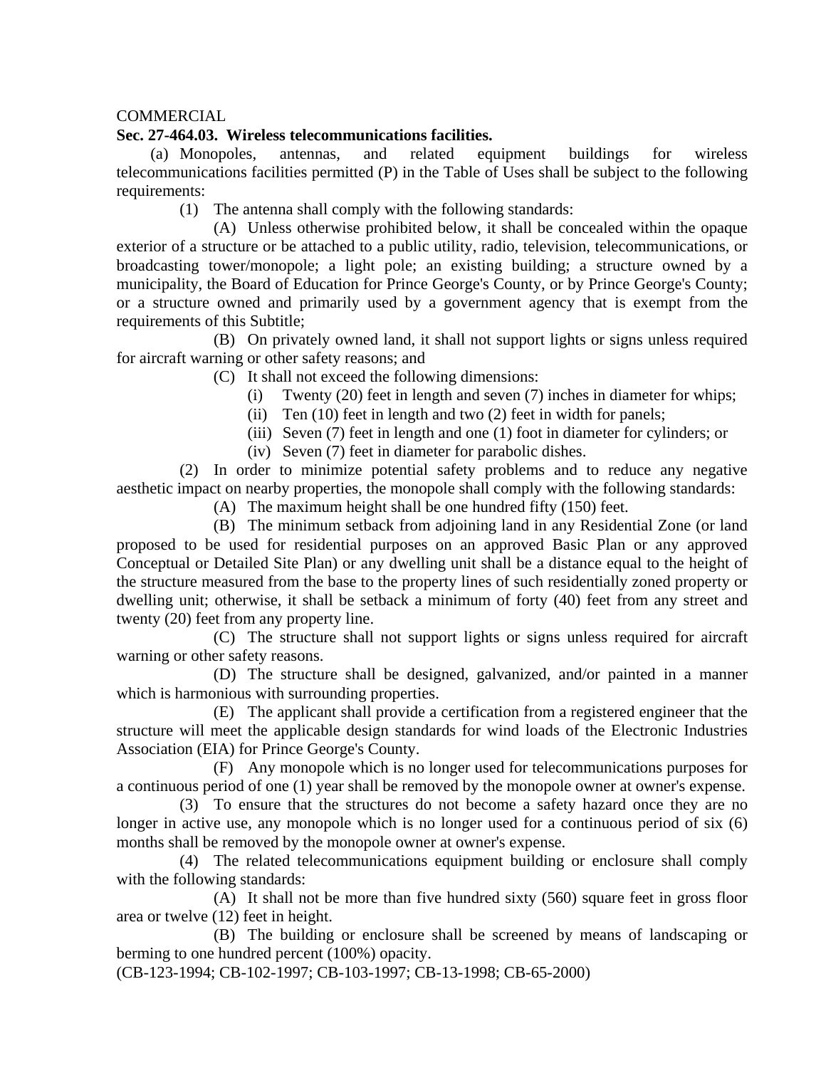COMMERCIAL

**Sec. 27-464.03. Wireless telecommunications facilities.**

(a) Monopoles, antennas, and related equipment buildings for wireless telecommunications facilities permitted (P) in the Table of Uses shall be subject to the following requirements:

(1) The antenna shall comply with the following standards:

(A) Unless otherwise prohibited below, it shall be concealed within the opaque exterior of a structure or be attached to a public utility, radio, television, telecommunications, or broadcasting tower/monopole; a light pole; an existing building; a structure owned by a municipality, the Board of Education for Prince George's County, or by Prince George's County; or a structure owned and primarily used by a government agency that is exempt from the requirements of this Subtitle;

(B) On privately owned land, it shall not support lights or signs unless required for aircraft warning or other safety reasons; and

(C) It shall not exceed the following dimensions:

(i) Twenty (20) feet in length and seven (7) inches in diameter for whips;

(ii) Ten (10) feet in length and two (2) feet in width for panels;

(iii) Seven (7) feet in length and one (1) foot in diameter for cylinders; or

(iv) Seven (7) feet in diameter for parabolic dishes.

(2) In order to minimize potential safety problems and to reduce any negative aesthetic impact on nearby properties, the monopole shall comply with the following standards:

(A) The maximum height shall be one hundred fifty (150) feet.

(B) The minimum setback from adjoining land in any Residential Zone (or land proposed to be used for residential purposes on an approved Basic Plan or any approved Conceptual or Detailed Site Plan) or any dwelling unit shall be a distance equal to the height of the structure measured from the base to the property lines of such residentially zoned property or dwelling unit; otherwise, it shall be setback a minimum of forty (40) feet from any street and twenty (20) feet from any property line.

(C) The structure shall not support lights or signs unless required for aircraft warning or other safety reasons.

(D) The structure shall be designed, galvanized, and/or painted in a manner which is harmonious with surrounding properties.

(E) The applicant shall provide a certification from a registered engineer that the structure will meet the applicable design standards for wind loads of the Electronic Industries Association (EIA) for Prince George's County.

(F) Any monopole which is no longer used for telecommunications purposes for a continuous period of one (1) year shall be removed by the monopole owner at owner's expense.

(3) To ensure that the structures do not become a safety hazard once they are no longer in active use, any monopole which is no longer used for a continuous period of six (6) months shall be removed by the monopole owner at owner's expense.

(4) The related telecommunications equipment building or enclosure shall comply with the following standards:

(A) It shall not be more than five hundred sixty (560) square feet in gross floor area or twelve (12) feet in height.

(B) The building or enclosure shall be screened by means of landscaping or berming to one hundred percent (100%) opacity.

(CB-123-1994; CB-102-1997; CB-103-1997; CB-13-1998; CB-65-2000)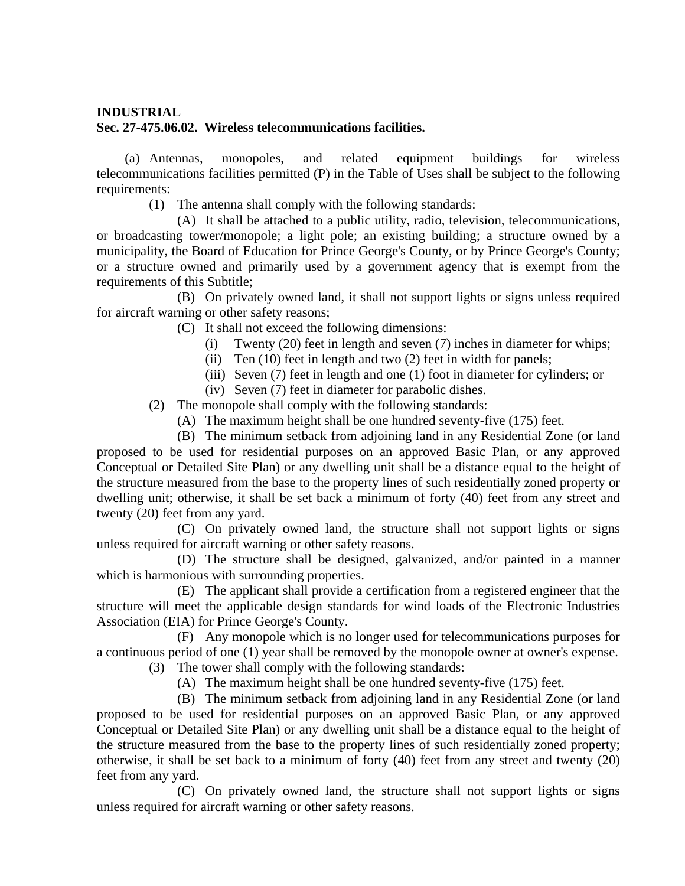**INDUSTRIAL**

**Sec. 27-475.06.02. Wireless telecommunications facilities.**

(a) Antennas, monopoles, and related equipment buildings for wireless telecommunications facilities permitted (P) in the Table of Uses shall be subject to the following requirements:

(1) The antenna shall comply with the following standards:

(A) It shall be attached to a public utility, radio, television, telecommunications, or broadcasting tower/monopole; a light pole; an existing building; a structure owned by a municipality, the Board of Education for Prince George's County, or by Prince George's County; or a structure owned and primarily used by a government agency that is exempt from the requirements of this Subtitle;

(B) On privately owned land, it shall not support lights or signs unless required for aircraft warning or other safety reasons;

(C) It shall not exceed the following dimensions:

(i) Twenty (20) feet in length and seven (7) inches in diameter for whips;

(ii) Ten (10) feet in length and two (2) feet in width for panels;

(iii) Seven (7) feet in length and one (1) foot in diameter for cylinders; or

(iv) Seven (7) feet in diameter for parabolic dishes.

(2) The monopole shall comply with the following standards:

(A) The maximum height shall be one hundred seventy-five (175) feet.

(B) The minimum setback from adjoining land in any Residential Zone (or land proposed to be used for residential purposes on an approved Basic Plan, or any approved Conceptual or Detailed Site Plan) or any dwelling unit shall be a distance equal to the height of the structure measured from the base to the property lines of such residentially zoned property or dwelling unit; otherwise, it shall be set back a minimum of forty (40) feet from any street and twenty (20) feet from any yard.

(C) On privately owned land, the structure shall not support lights or signs unless required for aircraft warning or other safety reasons.

(D) The structure shall be designed, galvanized, and/or painted in a manner which is harmonious with surrounding properties.

(E) The applicant shall provide a certification from a registered engineer that the structure will meet the applicable design standards for wind loads of the Electronic Industries Association (EIA) for Prince George's County.

(F) Any monopole which is no longer used for telecommunications purposes for a continuous period of one (1) year shall be removed by the monopole owner at owner's expense.

(3) The tower shall comply with the following standards:

(A) The maximum height shall be one hundred seventy-five (175) feet.

(B) The minimum setback from adjoining land in any Residential Zone (or land proposed to be used for residential purposes on an approved Basic Plan, or any approved Conceptual or Detailed Site Plan) or any dwelling unit shall be a distance equal to the height of the structure measured from the base to the property lines of such residentially zoned property; otherwise, it shall be set back to a minimum of forty (40) feet from any street and twenty (20) feet from any yard.

(C) On privately owned land, the structure shall not support lights or signs unless required for aircraft warning or other safety reasons.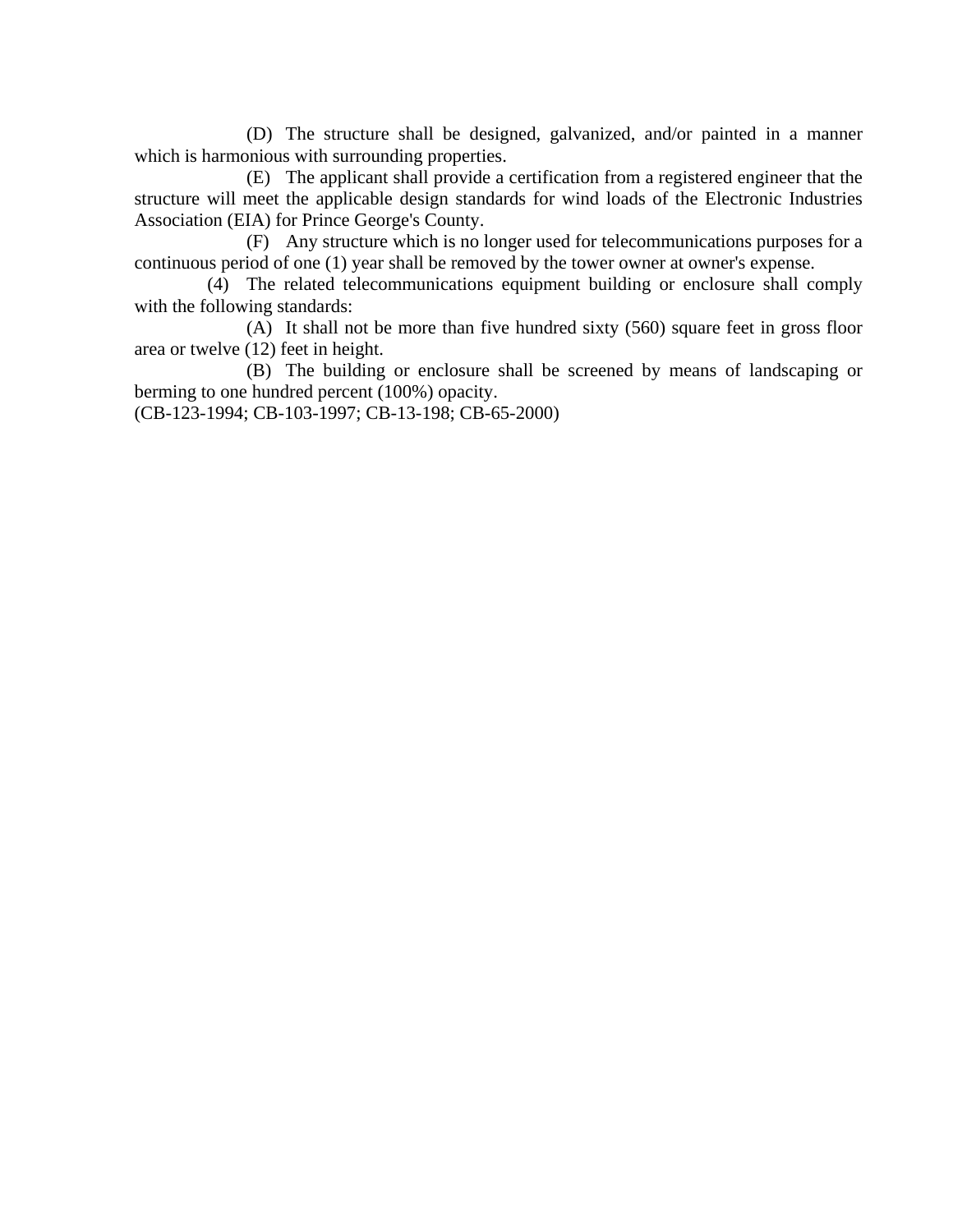(D) The structure shall be designed, galvanized, and/or painted in a manner which is harmonious with surrounding properties.

(E) The applicant shall provide a certification from a registered engineer that the structure will meet the applicable design standards for wind loads of the Electronic Industries Association (EIA) for Prince George's County.

(F) Any structure which is no longer used for telecommunications purposes for a continuous period of one (1) year shall be removed by the tower owner at owner's expense.

(4) The related telecommunications equipment building or enclosure shall comply with the following standards:

(A) It shall not be more than five hundred sixty (560) square feet in gross floor area or twelve (12) feet in height.

(B) The building or enclosure shall be screened by means of landscaping or berming to one hundred percent (100%) opacity.

(CB-123-1994; CB-103-1997; CB-13-198; CB-65-2000)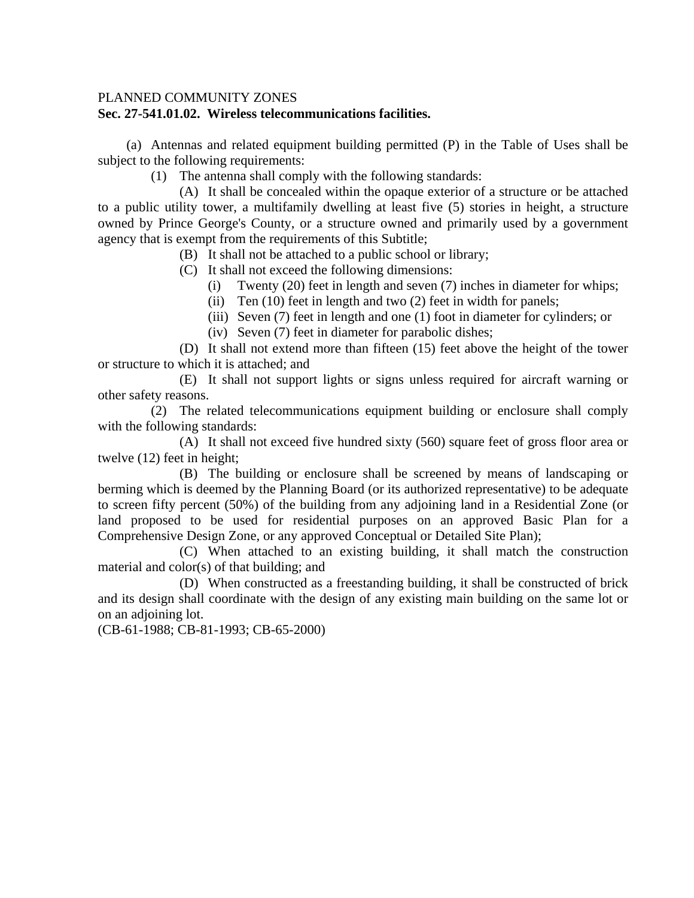PLANNED COMMUNITY ZONES

**Sec. 27-541.01.02. Wireless telecommunications facilities.**

(a) Antennas and related equipment building permitted (P) in the Table of Uses shall be subject to the following requirements:

(1) The antenna shall comply with the following standards:

(A) It shall be concealed within the opaque exterior of a structure or be attached to a public utility tower, a multifamily dwelling at least five (5) stories in height, a structure owned by Prince George's County, or a structure owned and primarily used by a government agency that is exempt from the requirements of this Subtitle;

(B) It shall not be attached to a public school or library;

(C) It shall not exceed the following dimensions:

(i) Twenty (20) feet in length and seven (7) inches in diameter for whips;

(ii) Ten (10) feet in length and two (2) feet in width for panels;

(iii) Seven (7) feet in length and one (1) foot in diameter for cylinders; or

(iv) Seven (7) feet in diameter for parabolic dishes;

(D) It shall not extend more than fifteen (15) feet above the height of the tower or structure to which it is attached; and

(E) It shall not support lights or signs unless required for aircraft warning or other safety reasons.

(2) The related telecommunications equipment building or enclosure shall comply with the following standards:

(A) It shall not exceed five hundred sixty (560) square feet of gross floor area or twelve (12) feet in height;

(B) The building or enclosure shall be screened by means of landscaping or berming which is deemed by the Planning Board (or its authorized representative) to be adequate to screen fifty percent (50%) of the building from any adjoining land in a Residential Zone (or land proposed to be used for residential purposes on an approved Basic Plan for a Comprehensive Design Zone, or any approved Conceptual or Detailed Site Plan);

(C) When attached to an existing building, it shall match the construction material and color(s) of that building; and

(D) When constructed as a freestanding building, it shall be constructed of brick and its design shall coordinate with the design of any existing main building on the same lot or on an adjoining lot.

(CB-61-1988; CB-81-1993; CB-65-2000)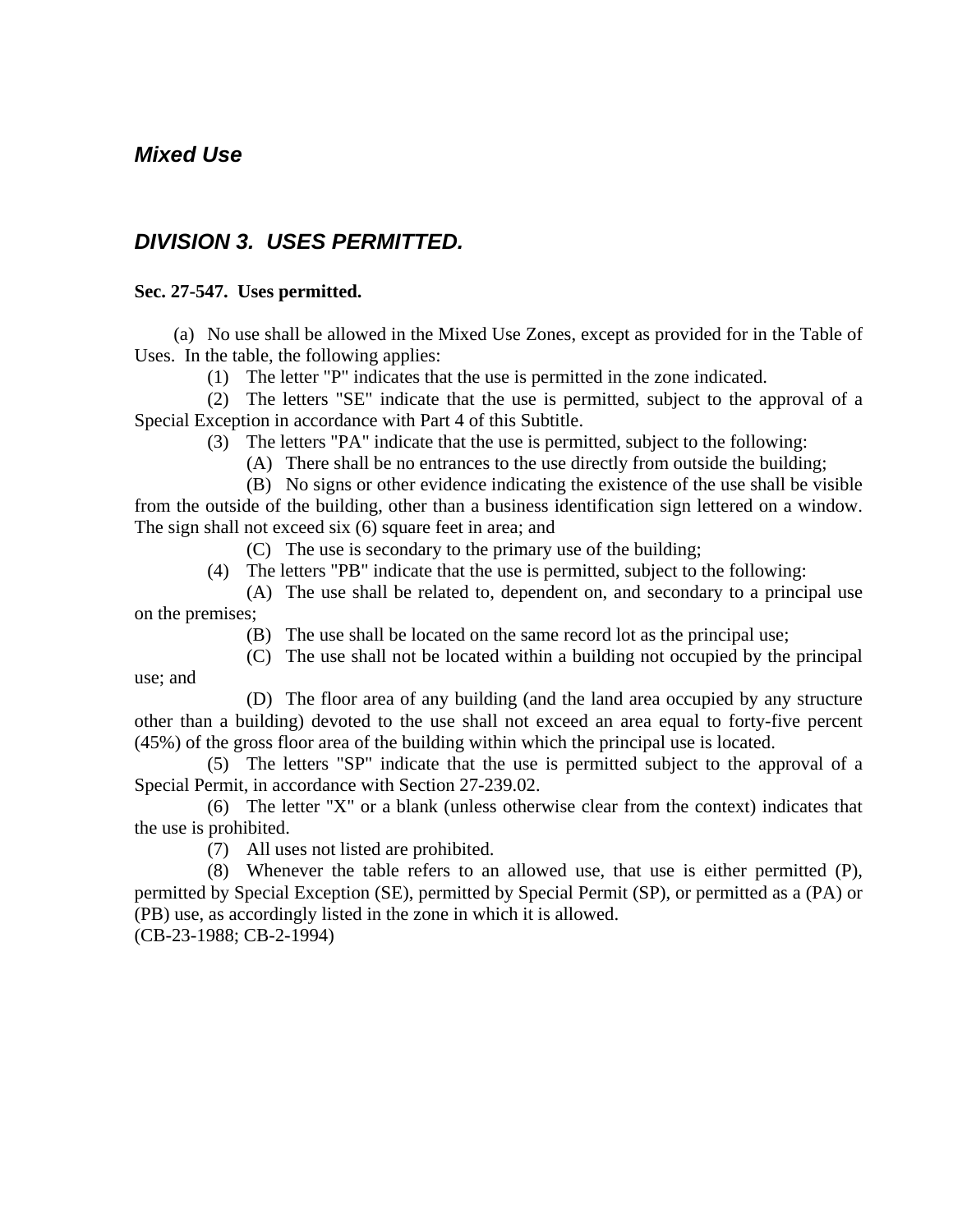## *Mixed Use*

## *DIVISION 3. USES PERMITTED.*

**Sec. 27-547. Uses permitted.**

(a) No use shall be allowed in the Mixed Use Zones, except as provided for in the Table of Uses. In the table, the following applies:

(1) The letter "P" indicates that the use is permitted in the zone indicated.

(2) The letters "SE" indicate that the use is permitted, subject to the approval of a Special Exception in accordance with Part 4 of this Subtitle.

(3) The letters "PA" indicate that the use is permitted, subject to the following:

(A) There shall be no entrances to the use directly from outside the building;

(B) No signs or other evidence indicating the existence of the use shall be visible from the outside of the building, other than a business identification sign lettered on a window. The sign shall not exceed six (6) square feet in area; and

(C) The use is secondary to the primary use of the building;

(4) The letters "PB" indicate that the use is permitted, subject to the following:

(A) The use shall be related to, dependent on, and secondary to a principal use on the premises;

(B) The use shall be located on the same record lot as the principal use;

(C) The use shall not be located within a building not occupied by the principal use; and

(D) The floor area of any building (and the land area occupied by any structure other than a building) devoted to the use shall not exceed an area equal to forty-five percent (45%) of the gross floor area of the building within which the principal use is located.

(5) The letters "SP" indicate that the use is permitted subject to the approval of a Special Permit, in accordance with Section 27-239.02.

(6) The letter "X" or a blank (unless otherwise clear from the context) indicates that the use is prohibited.

(7) All uses not listed are prohibited.

(8) Whenever the table refers to an allowed use, that use is either permitted (P), permitted by Special Exception (SE), permitted by Special Permit (SP), or permitted as a (PA) or (PB) use, as accordingly listed in the zone in which it is allowed.

(CB-23-1988; CB-2-1994)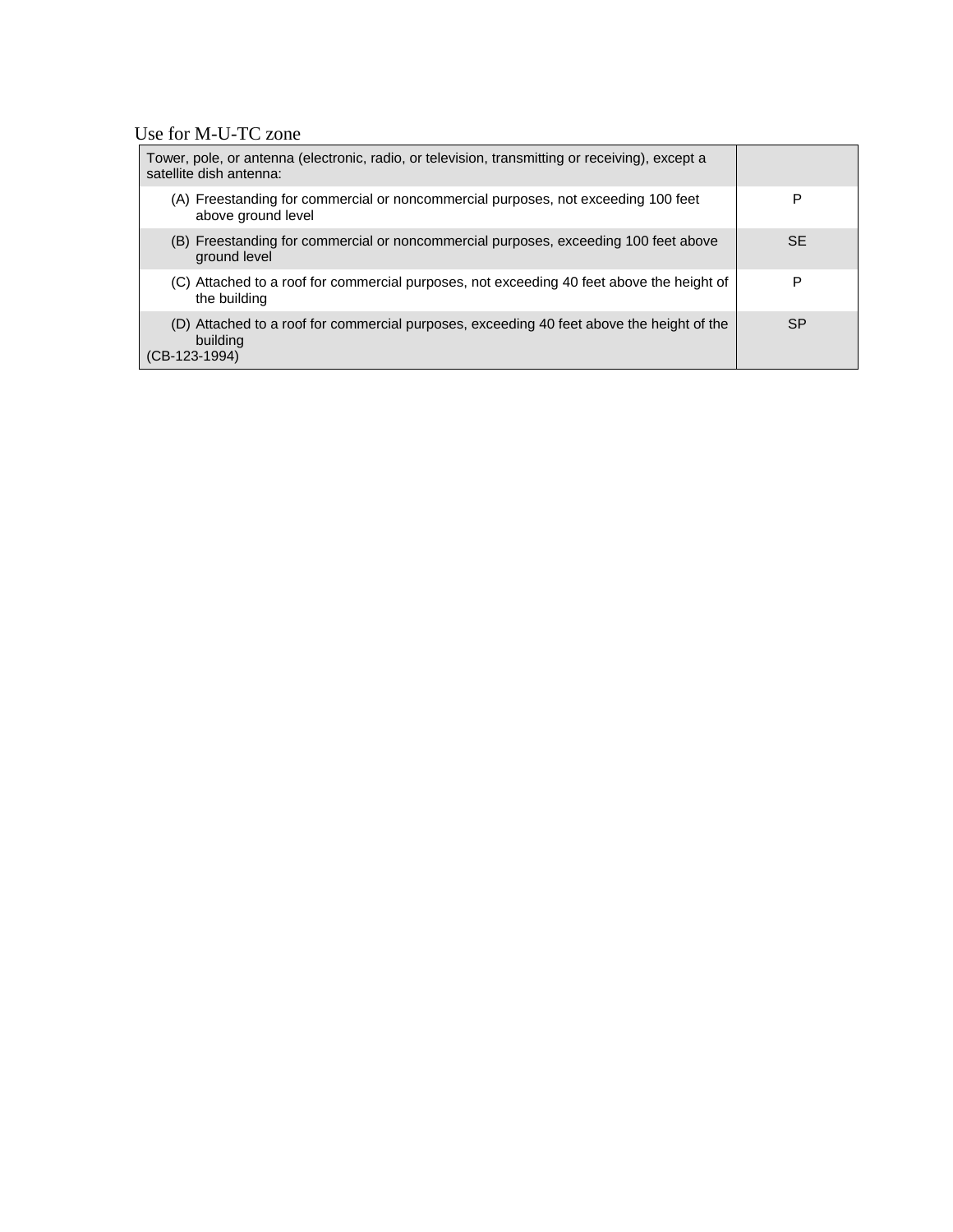Use for M-U-TC zone

| Tower, pole, or antenna (electronic, radio, or television, transmitting or receiving), except a satellite dish antenna: | |
|---|---|
| (A) Freestanding for commercial or noncommercial purposes, not exceeding 100 feet above ground level | P |
| (B) Freestanding for commercial or noncommercial purposes, exceeding 100 feet above ground level | SE |
| (C) Attached to a roof for commercial purposes, not exceeding 40 feet above the height of the building | P |
| (D) Attached to a roof for commercial purposes, exceeding 40 feet above the height of the building (CB-123-1994) | SP |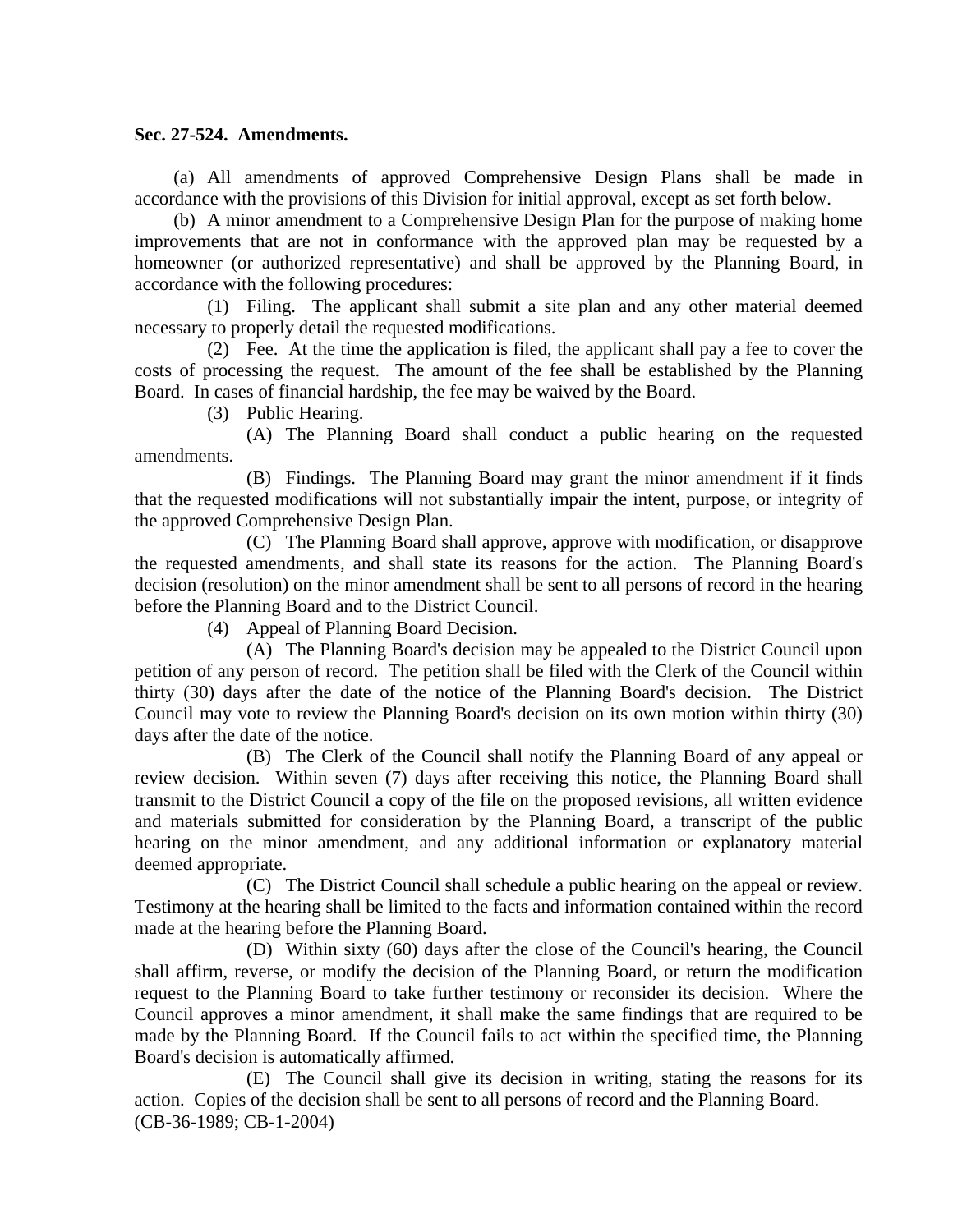**Sec. 27-524. Amendments.**

(a) All amendments of approved Comprehensive Design Plans shall be made in accordance with the provisions of this Division for initial approval, except as set forth below.

(b) A minor amendment to a Comprehensive Design Plan for the purpose of making home improvements that are not in conformance with the approved plan may be requested by a homeowner (or authorized representative) and shall be approved by the Planning Board, in accordance with the following procedures:

(1) Filing. The applicant shall submit a site plan and any other material deemed necessary to properly detail the requested modifications.

(2) Fee. At the time the application is filed, the applicant shall pay a fee to cover the costs of processing the request. The amount of the fee shall be established by the Planning Board. In cases of financial hardship, the fee may be waived by the Board.

(3) Public Hearing.

(A) The Planning Board shall conduct a public hearing on the requested amendments.

(B) Findings. The Planning Board may grant the minor amendment if it finds that the requested modifications will not substantially impair the intent, purpose, or integrity of the approved Comprehensive Design Plan.

(C) The Planning Board shall approve, approve with modification, or disapprove the requested amendments, and shall state its reasons for the action. The Planning Board's decision (resolution) on the minor amendment shall be sent to all persons of record in the hearing before the Planning Board and to the District Council.

(4) Appeal of Planning Board Decision.

(A) The Planning Board's decision may be appealed to the District Council upon petition of any person of record. The petition shall be filed with the Clerk of the Council within thirty (30) days after the date of the notice of the Planning Board's decision. The District Council may vote to review the Planning Board's decision on its own motion within thirty (30) days after the date of the notice.

(B) The Clerk of the Council shall notify the Planning Board of any appeal or review decision. Within seven (7) days after receiving this notice, the Planning Board shall transmit to the District Council a copy of the file on the proposed revisions, all written evidence and materials submitted for consideration by the Planning Board, a transcript of the public hearing on the minor amendment, and any additional information or explanatory material deemed appropriate.

(C) The District Council shall schedule a public hearing on the appeal or review. Testimony at the hearing shall be limited to the facts and information contained within the record made at the hearing before the Planning Board.

(D) Within sixty (60) days after the close of the Council's hearing, the Council shall affirm, reverse, or modify the decision of the Planning Board, or return the modification request to the Planning Board to take further testimony or reconsider its decision. Where the Council approves a minor amendment, it shall make the same findings that are required to be made by the Planning Board. If the Council fails to act within the specified time, the Planning Board's decision is automatically affirmed.

(E) The Council shall give its decision in writing, stating the reasons for its action. Copies of the decision shall be sent to all persons of record and the Planning Board.

(CB-36-1989; CB-1-2004)